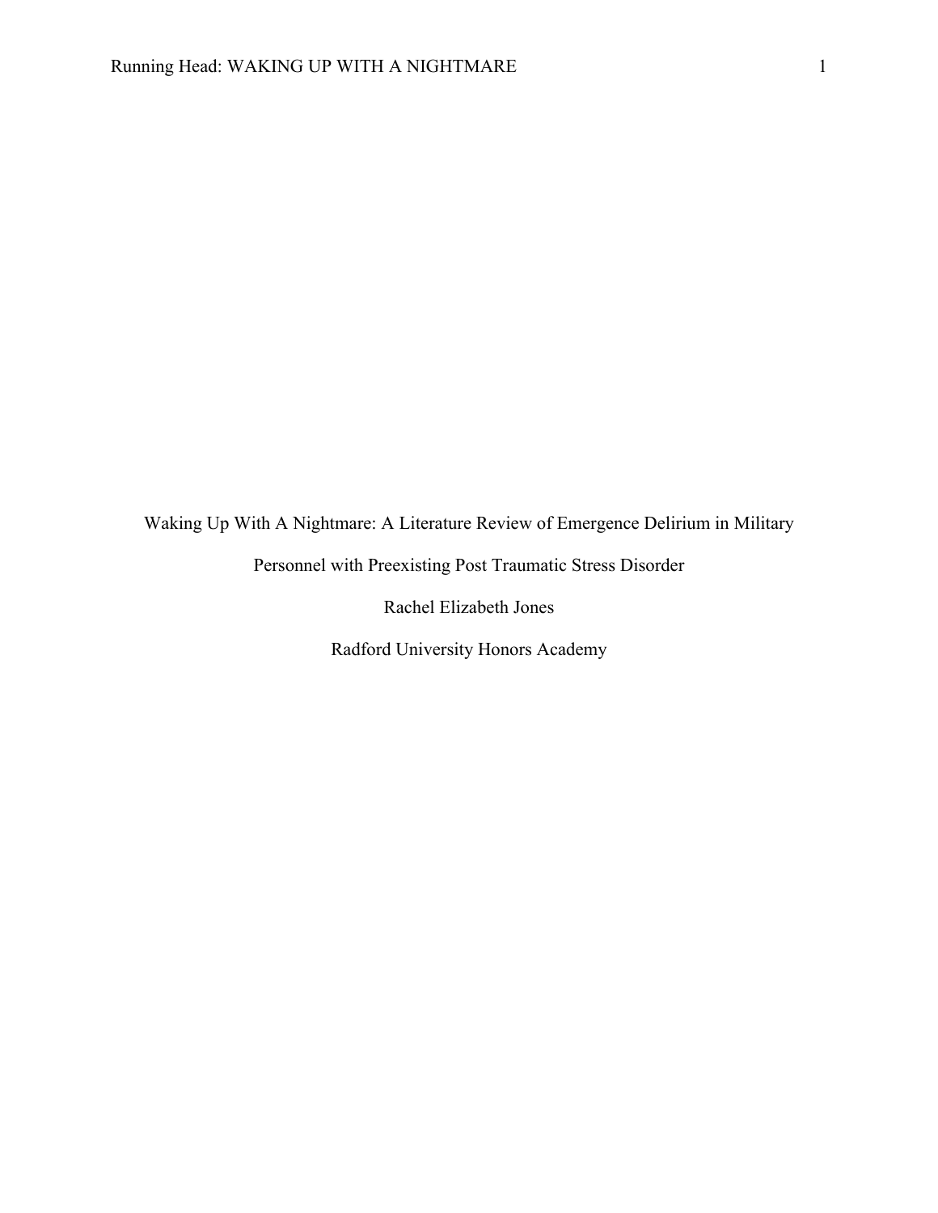# Waking Up With A Nightmare: A Literature Review of Emergence Delirium in Military Personnel with Preexisting Post Traumatic Stress Disorder

Rachel Elizabeth Jones

Radford University Honors Academy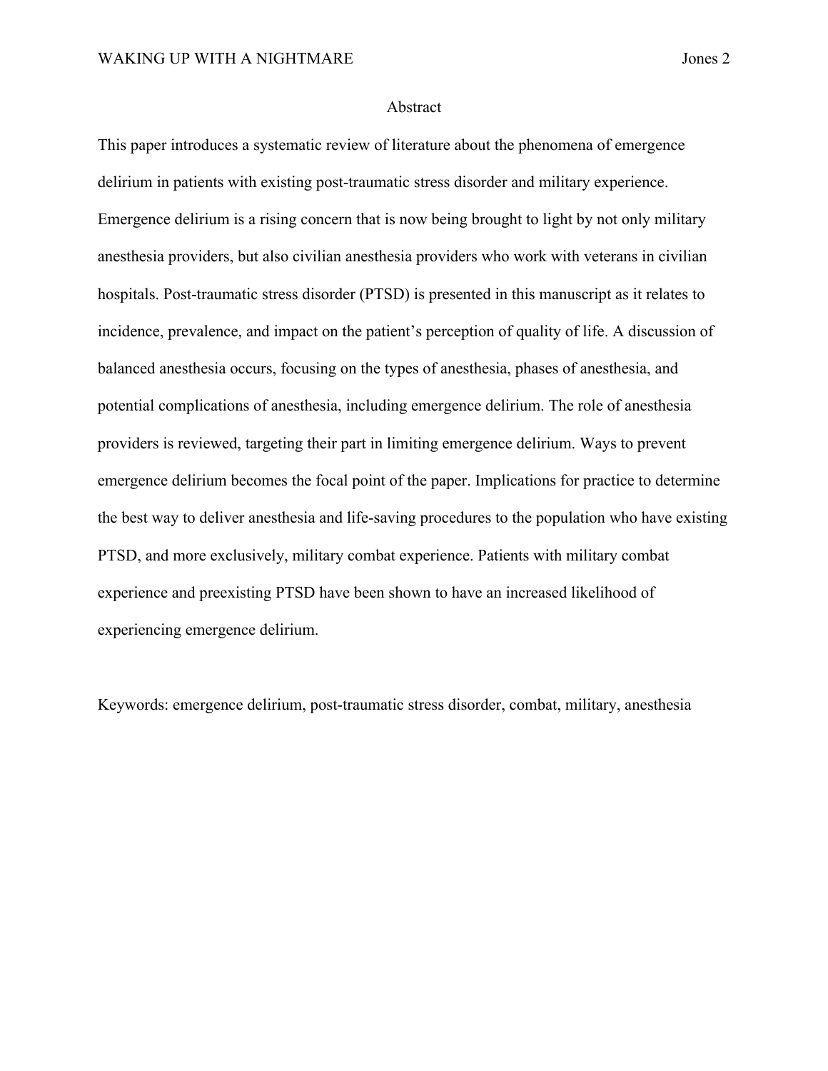## Abstract

This paper introduces a systematic review of literature about the phenomena of emergence delirium in patients with existing post-traumatic stress disorder and military experience. Emergence delirium is a rising concern that is now being brought to light by not only military anesthesia providers, but also civilian anesthesia providers who work with veterans in civilian hospitals. Post-traumatic stress disorder (PTSD) is presented in this manuscript as it relates to incidence, prevalence, and impact on the patient's perception of quality of life. A discussion of balanced anesthesia occurs, focusing on the types of anesthesia, phases of anesthesia, and potential complications of anesthesia, including emergence delirium. The role of anesthesia providers is reviewed, targeting their part in limiting emergence delirium. Ways to prevent emergence delirium becomes the focal point of the paper. Implications for practice to determine the best way to deliver anesthesia and life-saving procedures to the population who have existing PTSD, and more exclusively, military combat experience. Patients with military combat experience and preexisting PTSD have been shown to have an increased likelihood of experiencing emergence delirium.

Keywords: emergence delirium, post-traumatic stress disorder, combat, military, anesthesia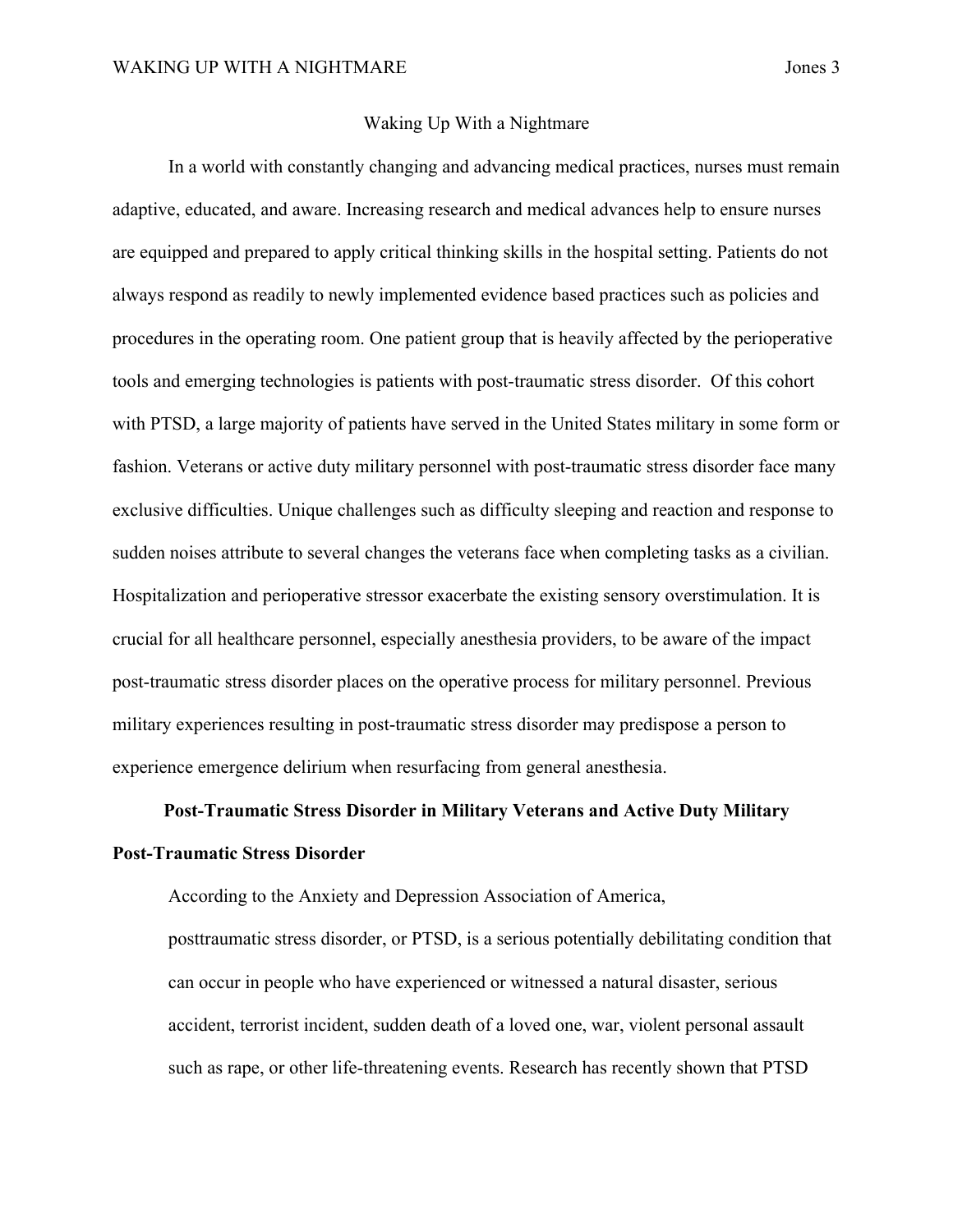# Waking Up With a Nightmare

In a world with constantly changing and advancing medical practices, nurses must remain adaptive, educated, and aware. Increasing research and medical advances help to ensure nurses are equipped and prepared to apply critical thinking skills in the hospital setting. Patients do not always respond as readily to newly implemented evidence based practices such as policies and procedures in the operating room. One patient group that is heavily affected by the perioperative tools and emerging technologies is patients with post-traumatic stress disorder.  Of this cohort with PTSD, a large majority of patients have served in the United States military in some form or fashion. Veterans or active duty military personnel with post-traumatic stress disorder face many exclusive difficulties. Unique challenges such as difficulty sleeping and reaction and response to sudden noises attribute to several changes the veterans face when completing tasks as a civilian. Hospitalization and perioperative stressor exacerbate the existing sensory overstimulation. It is crucial for all healthcare personnel, especially anesthesia providers, to be aware of the impact post-traumatic stress disorder places on the operative process for military personnel. Previous military experiences resulting in post-traumatic stress disorder may predispose a person to experience emergence delirium when resurfacing from general anesthesia.

## Post-Traumatic Stress Disorder in Military Veterans and Active Duty Military

### Post-Traumatic Stress Disorder

> According to the Anxiety and Depression Association of America,
> posttraumatic stress disorder, or PTSD, is a serious potentially debilitating condition that can occur in people who have experienced or witnessed a natural disaster, serious accident, terrorist incident, sudden death of a loved one, war, violent personal assault such as rape, or other life-threatening events. Research has recently shown that PTSD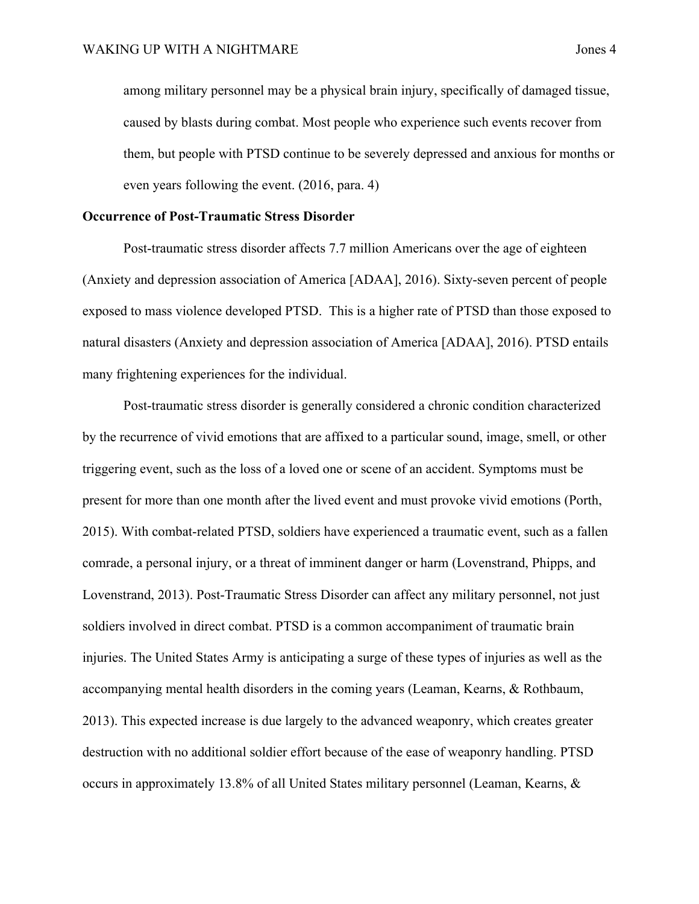> among military personnel may be a physical brain injury, specifically of damaged tissue, caused by blasts during combat. Most people who experience such events recover from them, but people with PTSD continue to be severely depressed and anxious for months or even years following the event. (2016, para. 4)

**Occurrence of Post-Traumatic Stress Disorder**

Post-traumatic stress disorder affects 7.7 million Americans over the age of eighteen (Anxiety and depression association of America [ADAA], 2016). Sixty-seven percent of people exposed to mass violence developed PTSD. This is a higher rate of PTSD than those exposed to natural disasters (Anxiety and depression association of America [ADAA], 2016). PTSD entails many frightening experiences for the individual.

Post-traumatic stress disorder is generally considered a chronic condition characterized by the recurrence of vivid emotions that are affixed to a particular sound, image, smell, or other triggering event, such as the loss of a loved one or scene of an accident. Symptoms must be present for more than one month after the lived event and must provoke vivid emotions (Porth, 2015). With combat-related PTSD, soldiers have experienced a traumatic event, such as a fallen comrade, a personal injury, or a threat of imminent danger or harm (Lovenstrand, Phipps, and Lovenstrand, 2013). Post-Traumatic Stress Disorder can affect any military personnel, not just soldiers involved in direct combat. PTSD is a common accompaniment of traumatic brain injuries. The United States Army is anticipating a surge of these types of injuries as well as the accompanying mental health disorders in the coming years (Leaman, Kearns, & Rothbaum, 2013). This expected increase is due largely to the advanced weaponry, which creates greater destruction with no additional soldier effort because of the ease of weaponry handling. PTSD occurs in approximately 13.8% of all United States military personnel (Leaman, Kearns, &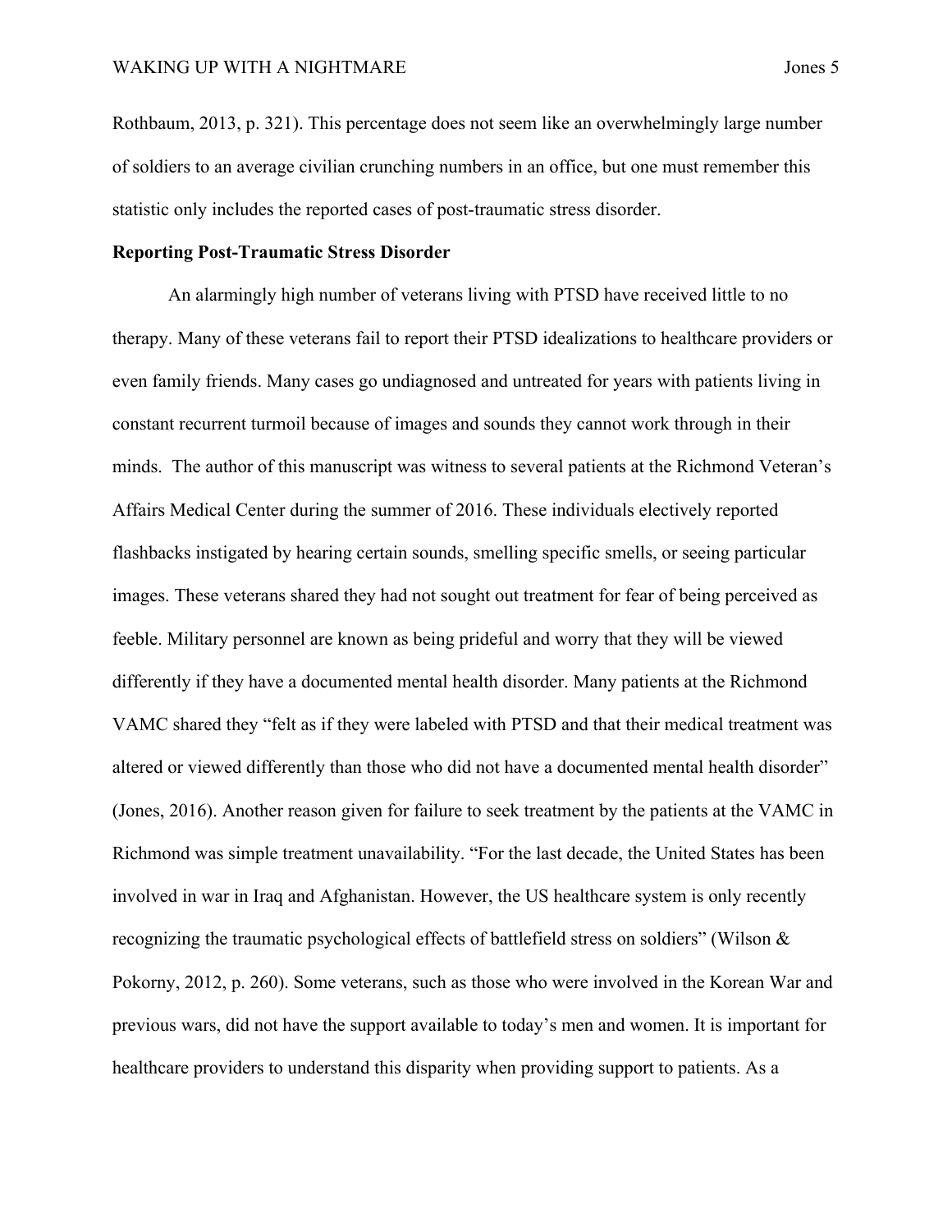Rothbaum, 2013, p. 321). This percentage does not seem like an overwhelmingly large number of soldiers to an average civilian crunching numbers in an office, but one must remember this statistic only includes the reported cases of post-traumatic stress disorder.

**Reporting Post-Traumatic Stress Disorder**

An alarmingly high number of veterans living with PTSD have received little to no therapy. Many of these veterans fail to report their PTSD idealizations to healthcare providers or even family friends. Many cases go undiagnosed and untreated for years with patients living in constant recurrent turmoil because of images and sounds they cannot work through in their minds. The author of this manuscript was witness to several patients at the Richmond Veteran's Affairs Medical Center during the summer of 2016. These individuals electively reported flashbacks instigated by hearing certain sounds, smelling specific smells, or seeing particular images. These veterans shared they had not sought out treatment for fear of being perceived as feeble. Military personnel are known as being prideful and worry that they will be viewed differently if they have a documented mental health disorder. Many patients at the Richmond VAMC shared they "felt as if they were labeled with PTSD and that their medical treatment was altered or viewed differently than those who did not have a documented mental health disorder" (Jones, 2016). Another reason given for failure to seek treatment by the patients at the VAMC in Richmond was simple treatment unavailability. "For the last decade, the United States has been involved in war in Iraq and Afghanistan. However, the US healthcare system is only recently recognizing the traumatic psychological effects of battlefield stress on soldiers" (Wilson & Pokorny, 2012, p. 260). Some veterans, such as those who were involved in the Korean War and previous wars, did not have the support available to today's men and women. It is important for healthcare providers to understand this disparity when providing support to patients. As a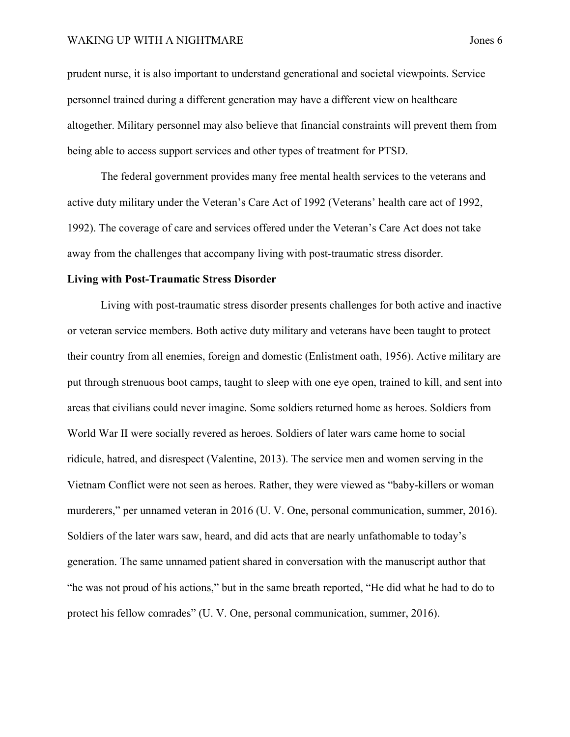prudent nurse, it is also important to understand generational and societal viewpoints. Service personnel trained during a different generation may have a different view on healthcare altogether. Military personnel may also believe that financial constraints will prevent them from being able to access support services and other types of treatment for PTSD.

The federal government provides many free mental health services to the veterans and active duty military under the Veteran's Care Act of 1992 (Veterans' health care act of 1992, 1992). The coverage of care and services offered under the Veteran's Care Act does not take away from the challenges that accompany living with post-traumatic stress disorder.

**Living with Post-Traumatic Stress Disorder**

Living with post-traumatic stress disorder presents challenges for both active and inactive or veteran service members. Both active duty military and veterans have been taught to protect their country from all enemies, foreign and domestic (Enlistment oath, 1956). Active military are put through strenuous boot camps, taught to sleep with one eye open, trained to kill, and sent into areas that civilians could never imagine. Some soldiers returned home as heroes. Soldiers from World War II were socially revered as heroes. Soldiers of later wars came home to social ridicule, hatred, and disrespect (Valentine, 2013). The service men and women serving in the Vietnam Conflict were not seen as heroes. Rather, they were viewed as "baby-killers or woman murderers," per unnamed veteran in 2016 (U. V. One, personal communication, summer, 2016). Soldiers of the later wars saw, heard, and did acts that are nearly unfathomable to today's generation. The same unnamed patient shared in conversation with the manuscript author that "he was not proud of his actions," but in the same breath reported, "He did what he had to do to protect his fellow comrades" (U. V. One, personal communication, summer, 2016).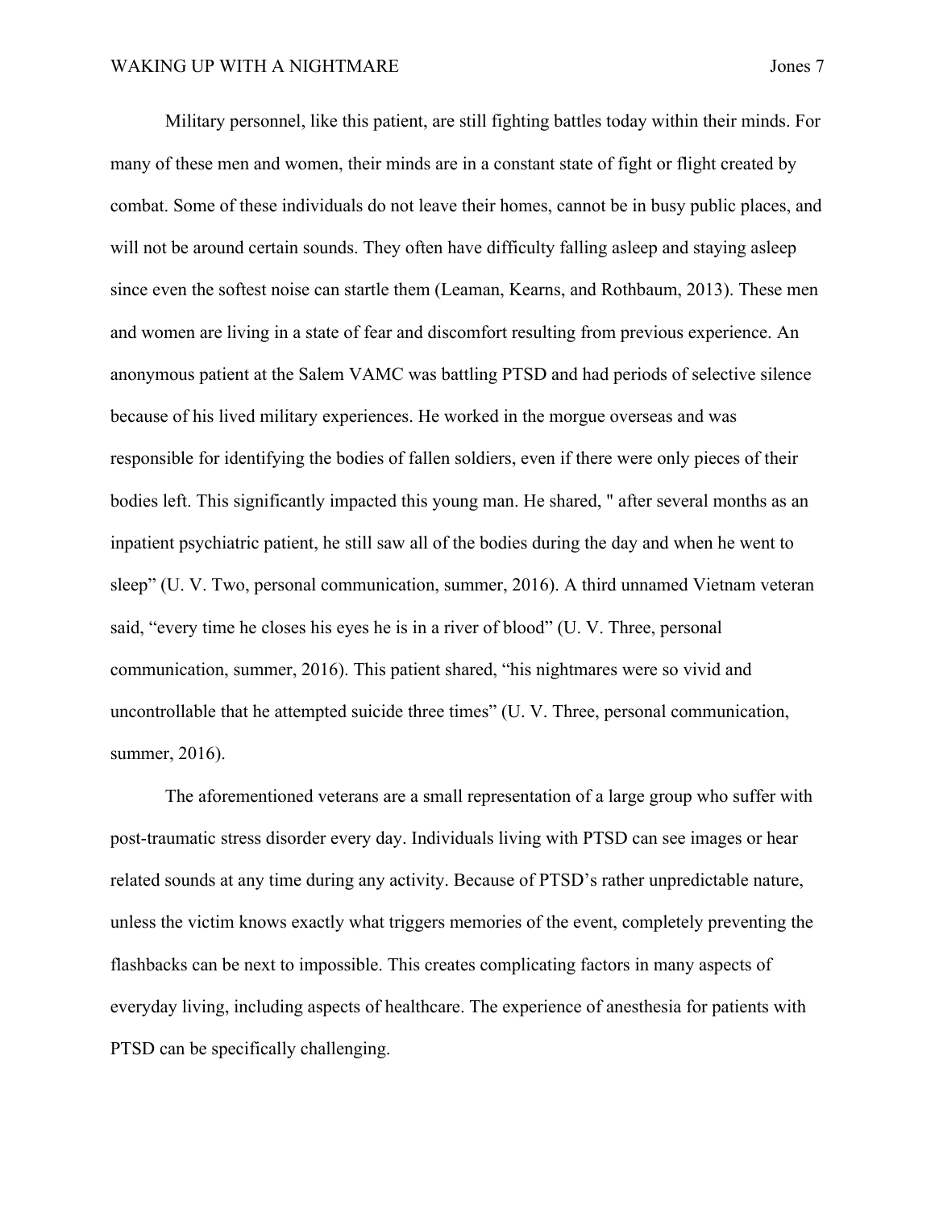Military personnel, like this patient, are still fighting battles today within their minds. For many of these men and women, their minds are in a constant state of fight or flight created by combat. Some of these individuals do not leave their homes, cannot be in busy public places, and will not be around certain sounds. They often have difficulty falling asleep and staying asleep since even the softest noise can startle them (Leaman, Kearns, and Rothbaum, 2013). These men and women are living in a state of fear and discomfort resulting from previous experience. An anonymous patient at the Salem VAMC was battling PTSD and had periods of selective silence because of his lived military experiences. He worked in the morgue overseas and was responsible for identifying the bodies of fallen soldiers, even if there were only pieces of their bodies left. This significantly impacted this young man. He shared, " after several months as an inpatient psychiatric patient, he still saw all of the bodies during the day and when he went to sleep" (U. V. Two, personal communication, summer, 2016). A third unnamed Vietnam veteran said, "every time he closes his eyes he is in a river of blood" (U. V. Three, personal communication, summer, 2016). This patient shared, "his nightmares were so vivid and uncontrollable that he attempted suicide three times" (U. V. Three, personal communication, summer, 2016).

The aforementioned veterans are a small representation of a large group who suffer with post-traumatic stress disorder every day. Individuals living with PTSD can see images or hear related sounds at any time during any activity. Because of PTSD's rather unpredictable nature, unless the victim knows exactly what triggers memories of the event, completely preventing the flashbacks can be next to impossible. This creates complicating factors in many aspects of everyday living, including aspects of healthcare. The experience of anesthesia for patients with PTSD can be specifically challenging.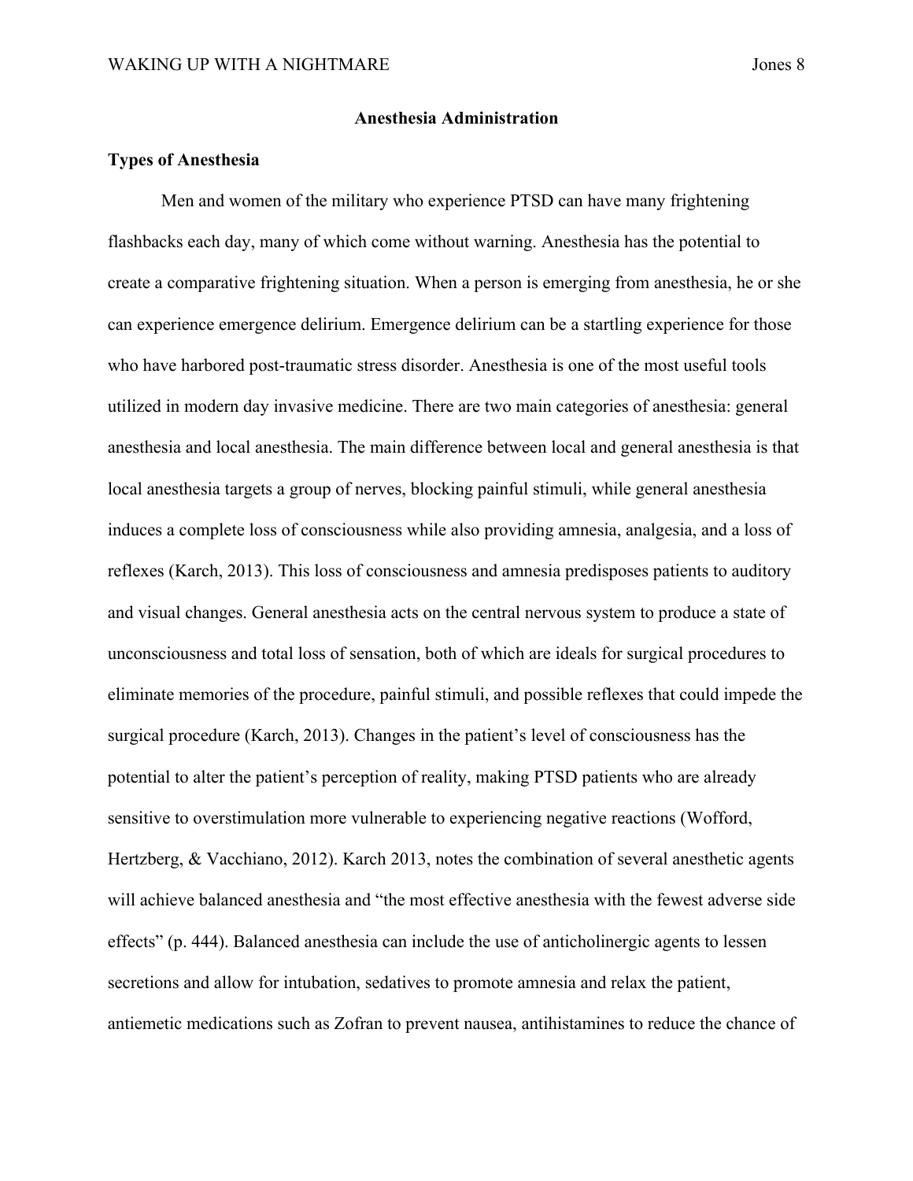## Anesthesia Administration

### Types of Anesthesia

Men and women of the military who experience PTSD can have many frightening flashbacks each day, many of which come without warning. Anesthesia has the potential to create a comparative frightening situation. When a person is emerging from anesthesia, he or she can experience emergence delirium. Emergence delirium can be a startling experience for those who have harbored post-traumatic stress disorder. Anesthesia is one of the most useful tools utilized in modern day invasive medicine. There are two main categories of anesthesia: general anesthesia and local anesthesia. The main difference between local and general anesthesia is that local anesthesia targets a group of nerves, blocking painful stimuli, while general anesthesia induces a complete loss of consciousness while also providing amnesia, analgesia, and a loss of reflexes (Karch, 2013). This loss of consciousness and amnesia predisposes patients to auditory and visual changes. General anesthesia acts on the central nervous system to produce a state of unconsciousness and total loss of sensation, both of which are ideals for surgical procedures to eliminate memories of the procedure, painful stimuli, and possible reflexes that could impede the surgical procedure (Karch, 2013). Changes in the patient's level of consciousness has the potential to alter the patient's perception of reality, making PTSD patients who are already sensitive to overstimulation more vulnerable to experiencing negative reactions (Wofford, Hertzberg, & Vacchiano, 2012). Karch 2013, notes the combination of several anesthetic agents will achieve balanced anesthesia and "the most effective anesthesia with the fewest adverse side effects" (p. 444). Balanced anesthesia can include the use of anticholinergic agents to lessen secretions and allow for intubation, sedatives to promote amnesia and relax the patient, antiemetic medications such as Zofran to prevent nausea, antihistamines to reduce the chance of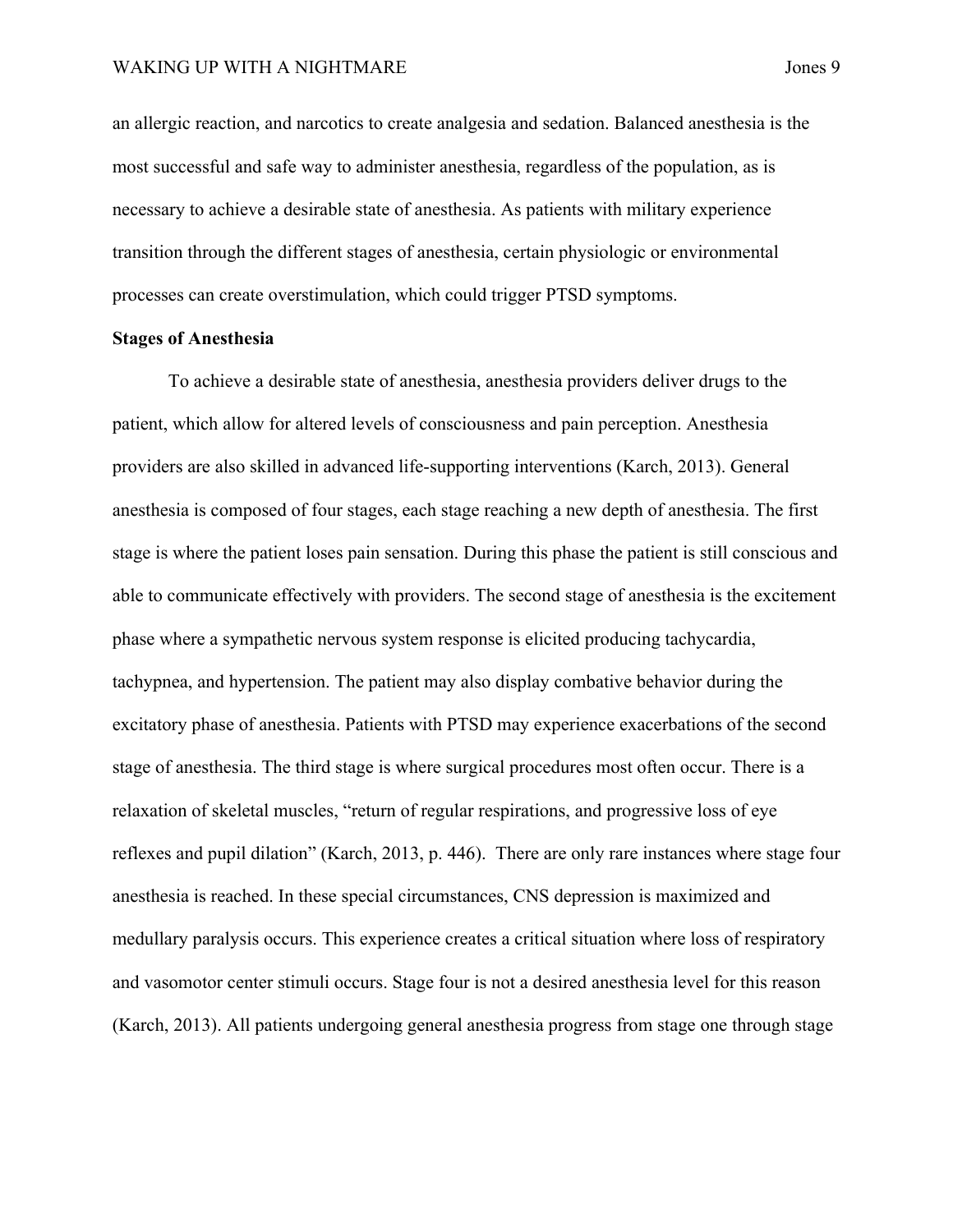an allergic reaction, and narcotics to create analgesia and sedation. Balanced anesthesia is the most successful and safe way to administer anesthesia, regardless of the population, as is necessary to achieve a desirable state of anesthesia. As patients with military experience transition through the different stages of anesthesia, certain physiologic or environmental processes can create overstimulation, which could trigger PTSD symptoms.

**Stages of Anesthesia**

To achieve a desirable state of anesthesia, anesthesia providers deliver drugs to the patient, which allow for altered levels of consciousness and pain perception. Anesthesia providers are also skilled in advanced life-supporting interventions (Karch, 2013). General anesthesia is composed of four stages, each stage reaching a new depth of anesthesia. The first stage is where the patient loses pain sensation. During this phase the patient is still conscious and able to communicate effectively with providers. The second stage of anesthesia is the excitement phase where a sympathetic nervous system response is elicited producing tachycardia, tachypnea, and hypertension. The patient may also display combative behavior during the excitatory phase of anesthesia. Patients with PTSD may experience exacerbations of the second stage of anesthesia. The third stage is where surgical procedures most often occur. There is a relaxation of skeletal muscles, "return of regular respirations, and progressive loss of eye reflexes and pupil dilation" (Karch, 2013, p. 446). There are only rare instances where stage four anesthesia is reached. In these special circumstances, CNS depression is maximized and medullary paralysis occurs. This experience creates a critical situation where loss of respiratory and vasomotor center stimuli occurs. Stage four is not a desired anesthesia level for this reason (Karch, 2013). All patients undergoing general anesthesia progress from stage one through stage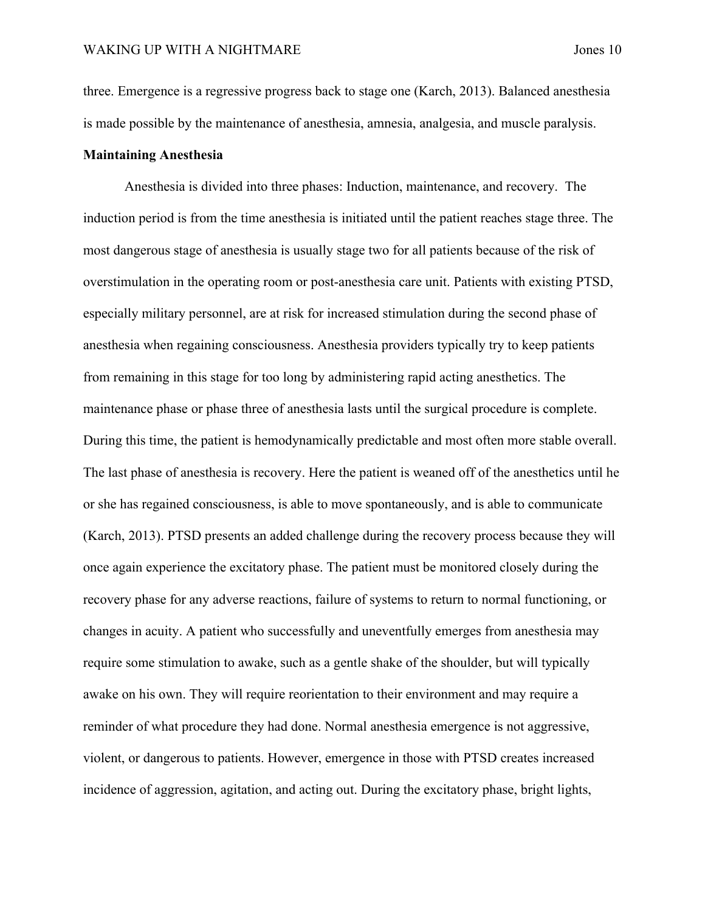three. Emergence is a regressive progress back to stage one (Karch, 2013). Balanced anesthesia is made possible by the maintenance of anesthesia, amnesia, analgesia, and muscle paralysis.

**Maintaining Anesthesia**

Anesthesia is divided into three phases: Induction, maintenance, and recovery. The induction period is from the time anesthesia is initiated until the patient reaches stage three. The most dangerous stage of anesthesia is usually stage two for all patients because of the risk of overstimulation in the operating room or post-anesthesia care unit. Patients with existing PTSD, especially military personnel, are at risk for increased stimulation during the second phase of anesthesia when regaining consciousness. Anesthesia providers typically try to keep patients from remaining in this stage for too long by administering rapid acting anesthetics. The maintenance phase or phase three of anesthesia lasts until the surgical procedure is complete. During this time, the patient is hemodynamically predictable and most often more stable overall. The last phase of anesthesia is recovery. Here the patient is weaned off of the anesthetics until he or she has regained consciousness, is able to move spontaneously, and is able to communicate (Karch, 2013). PTSD presents an added challenge during the recovery process because they will once again experience the excitatory phase. The patient must be monitored closely during the recovery phase for any adverse reactions, failure of systems to return to normal functioning, or changes in acuity. A patient who successfully and uneventfully emerges from anesthesia may require some stimulation to awake, such as a gentle shake of the shoulder, but will typically awake on his own. They will require reorientation to their environment and may require a reminder of what procedure they had done. Normal anesthesia emergence is not aggressive, violent, or dangerous to patients. However, emergence in those with PTSD creates increased incidence of aggression, agitation, and acting out. During the excitatory phase, bright lights,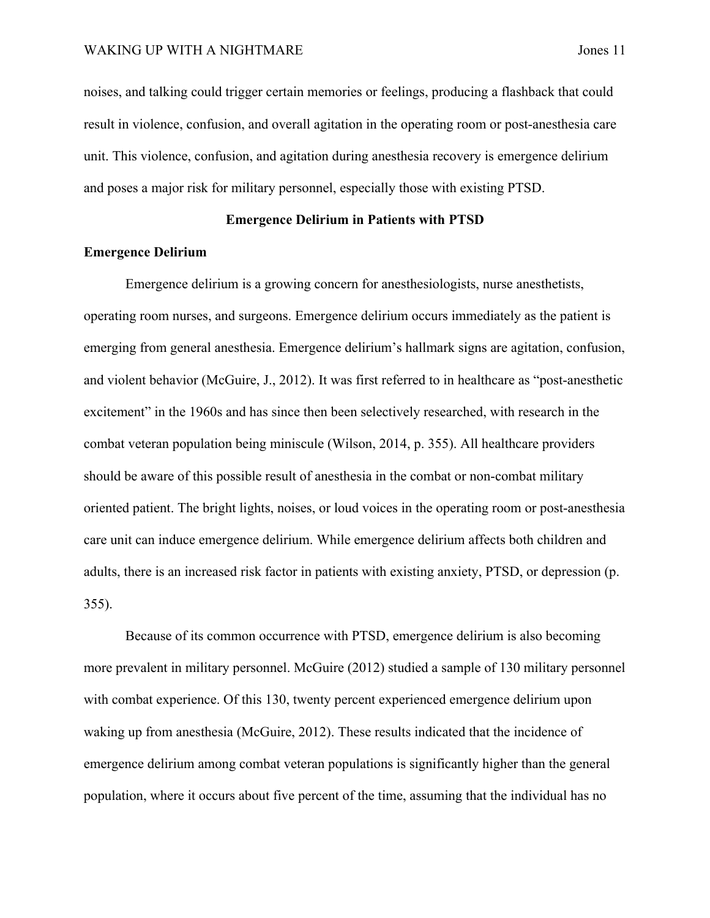noises, and talking could trigger certain memories or feelings, producing a flashback that could result in violence, confusion, and overall agitation in the operating room or post-anesthesia care unit. This violence, confusion, and agitation during anesthesia recovery is emergence delirium and poses a major risk for military personnel, especially those with existing PTSD.

## Emergence Delirium in Patients with PTSD

### Emergence Delirium

Emergence delirium is a growing concern for anesthesiologists, nurse anesthetists, operating room nurses, and surgeons. Emergence delirium occurs immediately as the patient is emerging from general anesthesia. Emergence delirium's hallmark signs are agitation, confusion, and violent behavior (McGuire, J., 2012). It was first referred to in healthcare as "post-anesthetic excitement" in the 1960s and has since then been selectively researched, with research in the combat veteran population being miniscule (Wilson, 2014, p. 355). All healthcare providers should be aware of this possible result of anesthesia in the combat or non-combat military oriented patient. The bright lights, noises, or loud voices in the operating room or post-anesthesia care unit can induce emergence delirium. While emergence delirium affects both children and adults, there is an increased risk factor in patients with existing anxiety, PTSD, or depression (p. 355).

Because of its common occurrence with PTSD, emergence delirium is also becoming more prevalent in military personnel. McGuire (2012) studied a sample of 130 military personnel with combat experience. Of this 130, twenty percent experienced emergence delirium upon waking up from anesthesia (McGuire, 2012). These results indicated that the incidence of emergence delirium among combat veteran populations is significantly higher than the general population, where it occurs about five percent of the time, assuming that the individual has no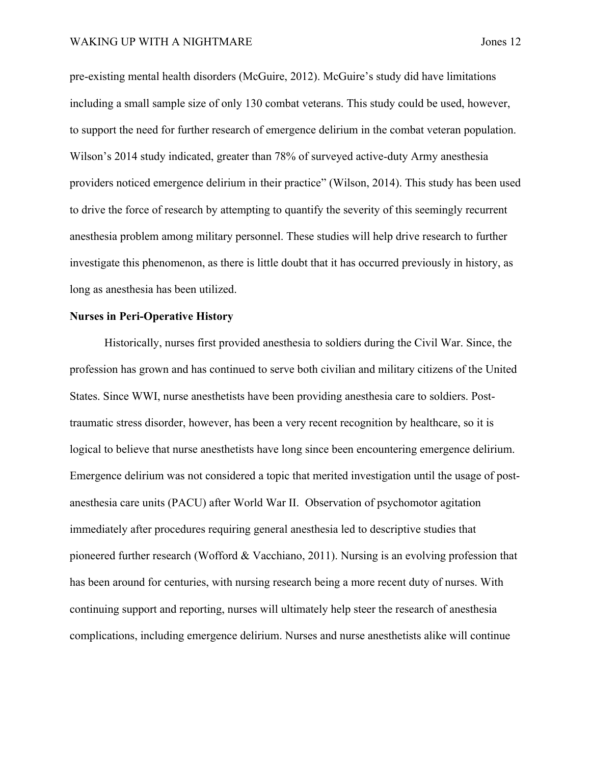pre-existing mental health disorders (McGuire, 2012). McGuire's study did have limitations including a small sample size of only 130 combat veterans. This study could be used, however, to support the need for further research of emergence delirium in the combat veteran population. Wilson's 2014 study indicated, greater than 78% of surveyed active-duty Army anesthesia providers noticed emergence delirium in their practice" (Wilson, 2014). This study has been used to drive the force of research by attempting to quantify the severity of this seemingly recurrent anesthesia problem among military personnel. These studies will help drive research to further investigate this phenomenon, as there is little doubt that it has occurred previously in history, as long as anesthesia has been utilized.

**Nurses in Peri-Operative History**

Historically, nurses first provided anesthesia to soldiers during the Civil War. Since, the profession has grown and has continued to serve both civilian and military citizens of the United States. Since WWI, nurse anesthetists have been providing anesthesia care to soldiers. Post-traumatic stress disorder, however, has been a very recent recognition by healthcare, so it is logical to believe that nurse anesthetists have long since been encountering emergence delirium. Emergence delirium was not considered a topic that merited investigation until the usage of post-anesthesia care units (PACU) after World War II. Observation of psychomotor agitation immediately after procedures requiring general anesthesia led to descriptive studies that pioneered further research (Wofford & Vacchiano, 2011). Nursing is an evolving profession that has been around for centuries, with nursing research being a more recent duty of nurses. With continuing support and reporting, nurses will ultimately help steer the research of anesthesia complications, including emergence delirium. Nurses and nurse anesthetists alike will continue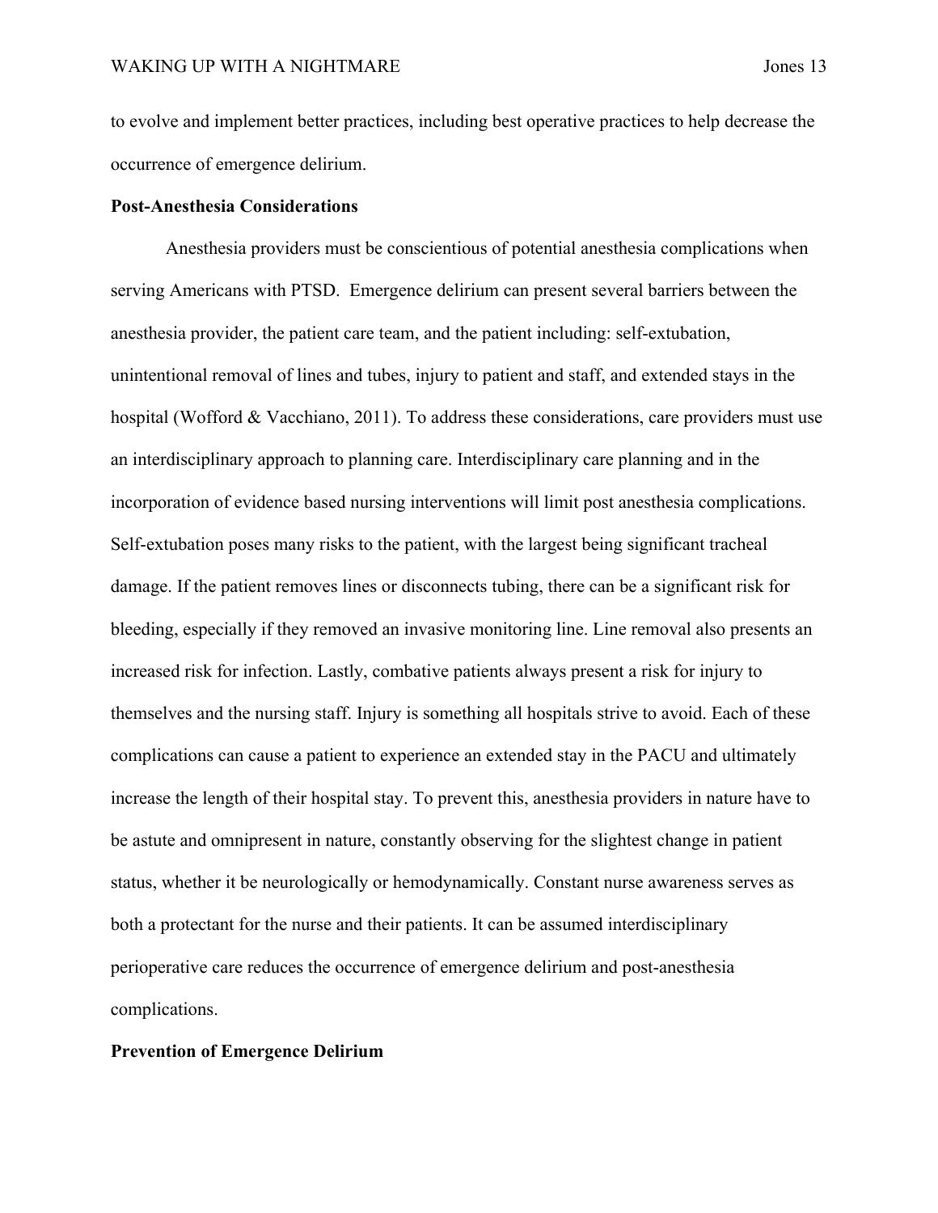to evolve and implement better practices, including best operative practices to help decrease the occurrence of emergence delirium.

**Post-Anesthesia Considerations**

Anesthesia providers must be conscientious of potential anesthesia complications when serving Americans with PTSD. Emergence delirium can present several barriers between the anesthesia provider, the patient care team, and the patient including: self-extubation, unintentional removal of lines and tubes, injury to patient and staff, and extended stays in the hospital (Wofford & Vacchiano, 2011). To address these considerations, care providers must use an interdisciplinary approach to planning care. Interdisciplinary care planning and in the incorporation of evidence based nursing interventions will limit post anesthesia complications. Self-extubation poses many risks to the patient, with the largest being significant tracheal damage. If the patient removes lines or disconnects tubing, there can be a significant risk for bleeding, especially if they removed an invasive monitoring line. Line removal also presents an increased risk for infection. Lastly, combative patients always present a risk for injury to themselves and the nursing staff. Injury is something all hospitals strive to avoid. Each of these complications can cause a patient to experience an extended stay in the PACU and ultimately increase the length of their hospital stay. To prevent this, anesthesia providers in nature have to be astute and omnipresent in nature, constantly observing for the slightest change in patient status, whether it be neurologically or hemodynamically. Constant nurse awareness serves as both a protectant for the nurse and their patients. It can be assumed interdisciplinary perioperative care reduces the occurrence of emergence delirium and post-anesthesia complications.

**Prevention of Emergence Delirium**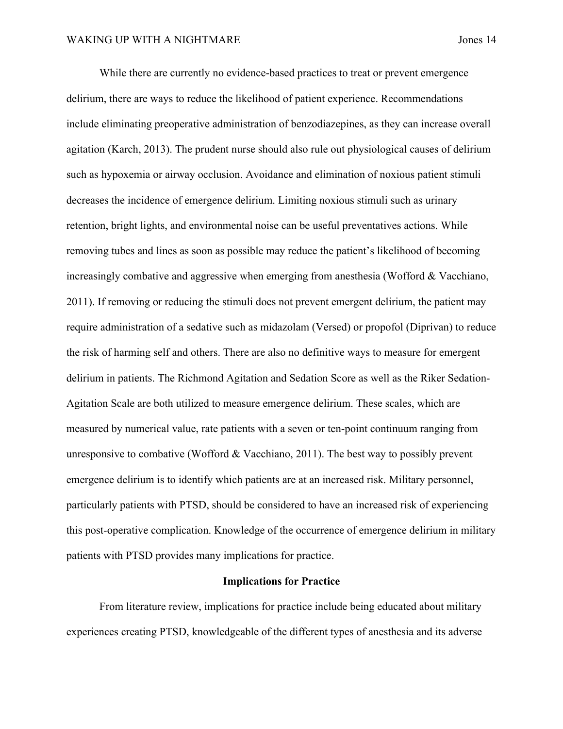While there are currently no evidence-based practices to treat or prevent emergence delirium, there are ways to reduce the likelihood of patient experience. Recommendations include eliminating preoperative administration of benzodiazepines, as they can increase overall agitation (Karch, 2013). The prudent nurse should also rule out physiological causes of delirium such as hypoxemia or airway occlusion. Avoidance and elimination of noxious patient stimuli decreases the incidence of emergence delirium. Limiting noxious stimuli such as urinary retention, bright lights, and environmental noise can be useful preventatives actions. While removing tubes and lines as soon as possible may reduce the patient's likelihood of becoming increasingly combative and aggressive when emerging from anesthesia (Wofford & Vacchiano, 2011). If removing or reducing the stimuli does not prevent emergent delirium, the patient may require administration of a sedative such as midazolam (Versed) or propofol (Diprivan) to reduce the risk of harming self and others. There are also no definitive ways to measure for emergent delirium in patients. The Richmond Agitation and Sedation Score as well as the Riker Sedation-Agitation Scale are both utilized to measure emergence delirium. These scales, which are measured by numerical value, rate patients with a seven or ten-point continuum ranging from unresponsive to combative (Wofford & Vacchiano, 2011). The best way to possibly prevent emergence delirium is to identify which patients are at an increased risk. Military personnel, particularly patients with PTSD, should be considered to have an increased risk of experiencing this post-operative complication. Knowledge of the occurrence of emergence delirium in military patients with PTSD provides many implications for practice.

## Implications for Practice

From literature review, implications for practice include being educated about military experiences creating PTSD, knowledgeable of the different types of anesthesia and its adverse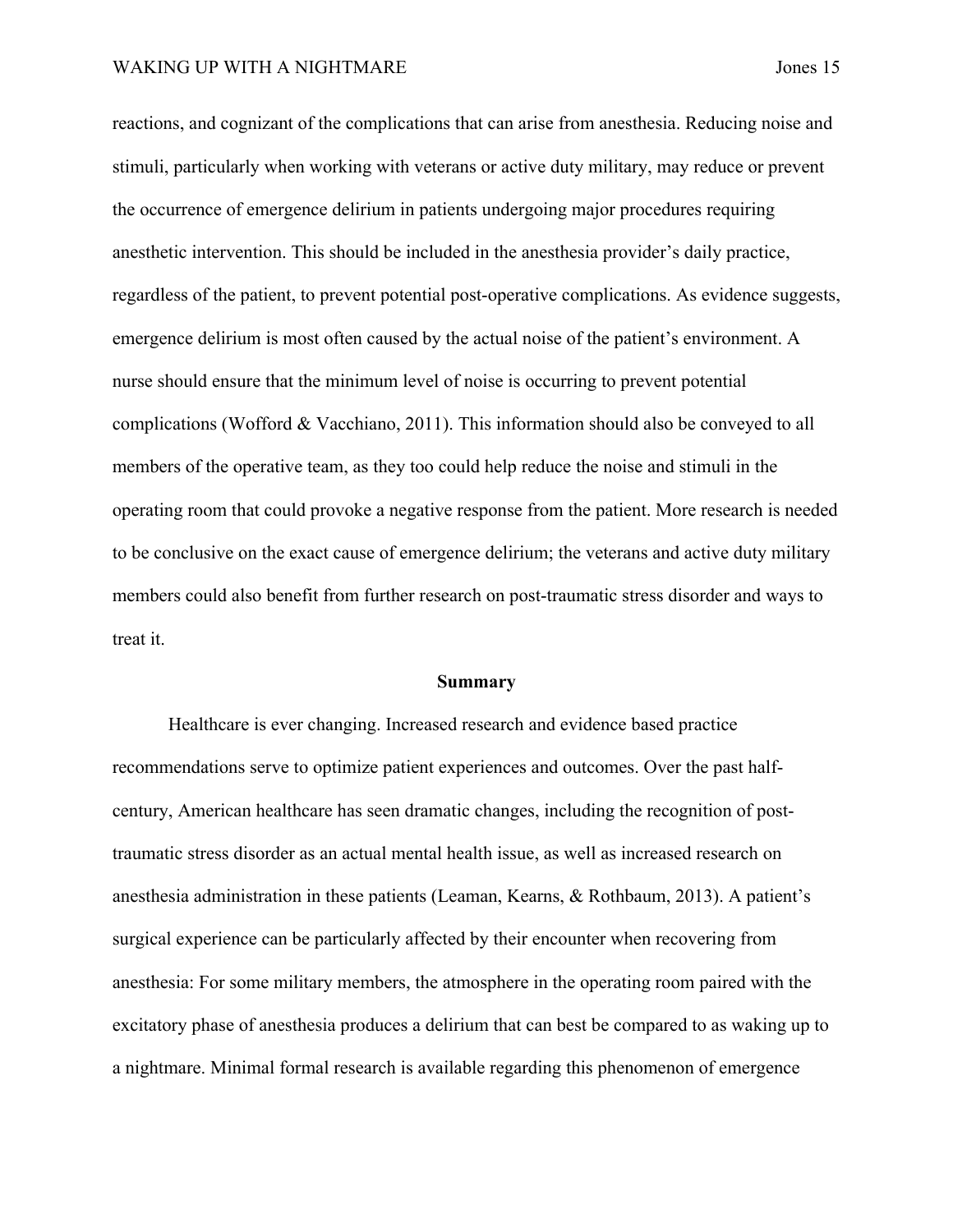reactions, and cognizant of the complications that can arise from anesthesia. Reducing noise and stimuli, particularly when working with veterans or active duty military, may reduce or prevent the occurrence of emergence delirium in patients undergoing major procedures requiring anesthetic intervention. This should be included in the anesthesia provider's daily practice, regardless of the patient, to prevent potential post-operative complications. As evidence suggests, emergence delirium is most often caused by the actual noise of the patient's environment. A nurse should ensure that the minimum level of noise is occurring to prevent potential complications (Wofford & Vacchiano, 2011). This information should also be conveyed to all members of the operative team, as they too could help reduce the noise and stimuli in the operating room that could provoke a negative response from the patient. More research is needed to be conclusive on the exact cause of emergence delirium; the veterans and active duty military members could also benefit from further research on post-traumatic stress disorder and ways to treat it.

## Summary

Healthcare is ever changing. Increased research and evidence based practice recommendations serve to optimize patient experiences and outcomes. Over the past half-century, American healthcare has seen dramatic changes, including the recognition of post-traumatic stress disorder as an actual mental health issue, as well as increased research on anesthesia administration in these patients (Leaman, Kearns, & Rothbaum, 2013). A patient's surgical experience can be particularly affected by their encounter when recovering from anesthesia: For some military members, the atmosphere in the operating room paired with the excitatory phase of anesthesia produces a delirium that can best be compared to as waking up to a nightmare. Minimal formal research is available regarding this phenomenon of emergence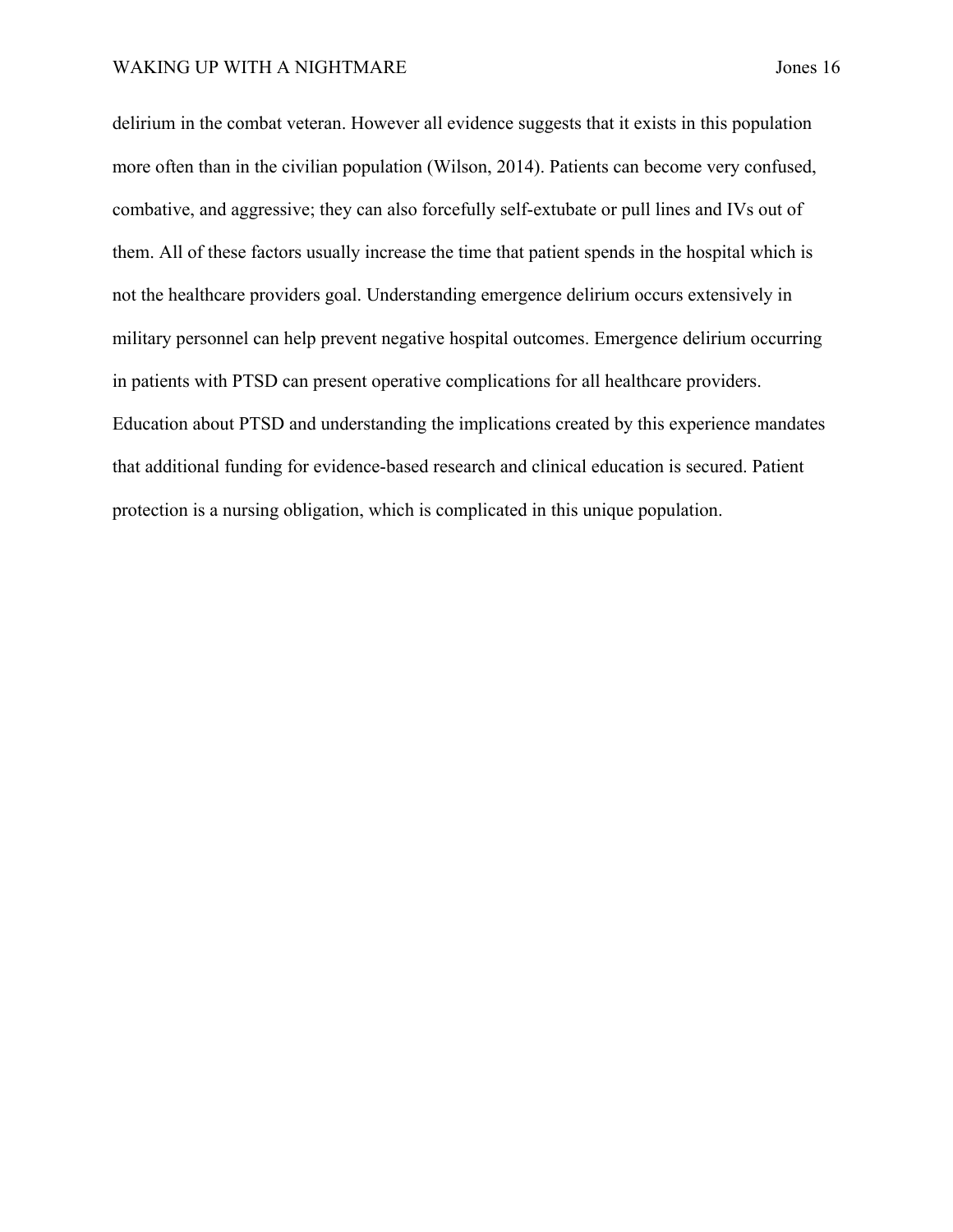delirium in the combat veteran. However all evidence suggests that it exists in this population more often than in the civilian population (Wilson, 2014). Patients can become very confused, combative, and aggressive; they can also forcefully self-extubate or pull lines and IVs out of them. All of these factors usually increase the time that patient spends in the hospital which is not the healthcare providers goal. Understanding emergence delirium occurs extensively in military personnel can help prevent negative hospital outcomes. Emergence delirium occurring in patients with PTSD can present operative complications for all healthcare providers. Education about PTSD and understanding the implications created by this experience mandates that additional funding for evidence-based research and clinical education is secured. Patient protection is a nursing obligation, which is complicated in this unique population.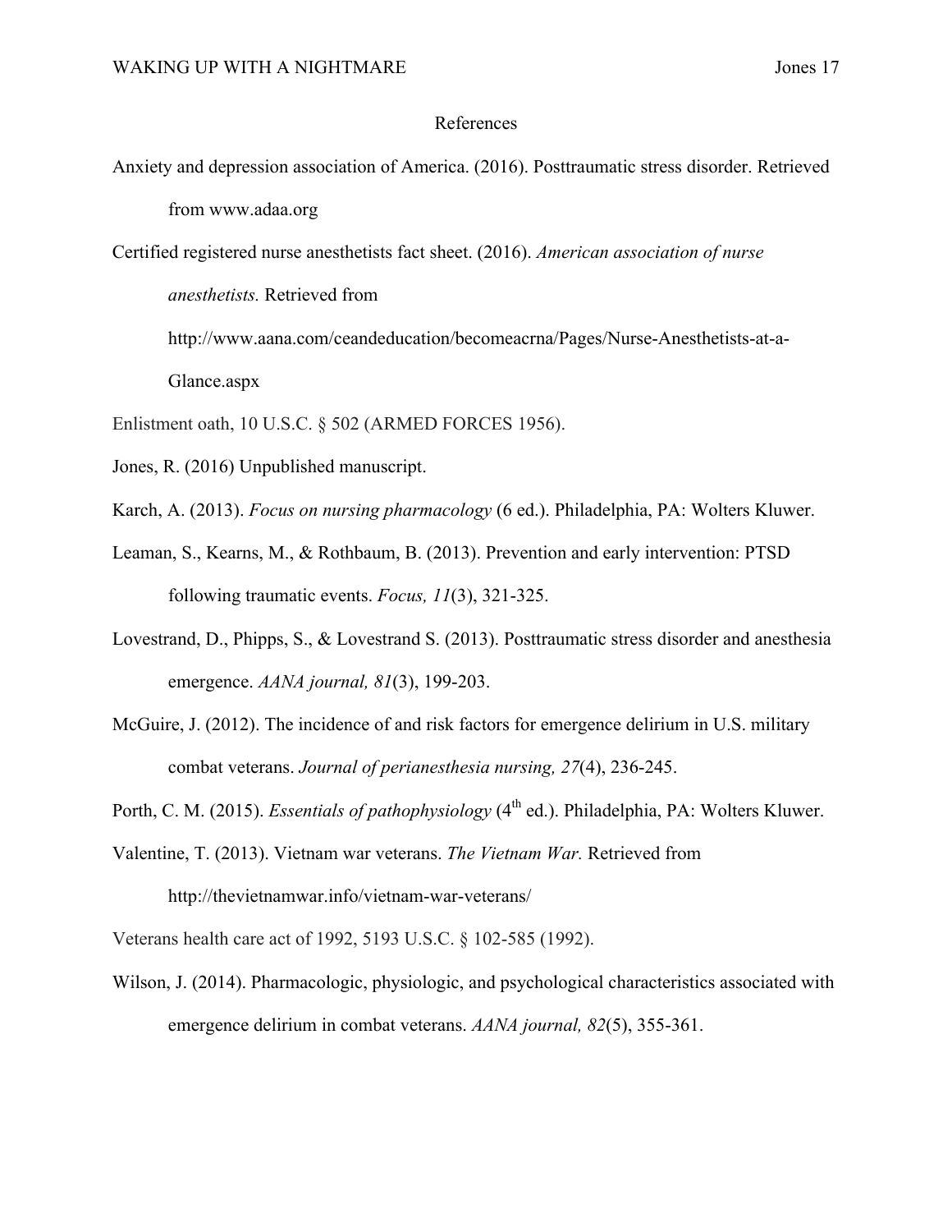# References

Anxiety and depression association of America. (2016). Posttraumatic stress disorder. Retrieved from www.adaa.org

Certified registered nurse anesthetists fact sheet. (2016). *American association of nurse anesthetists.* Retrieved from http://www.aana.com/ceandeducation/becomeacrna/Pages/Nurse-Anesthetists-at-a-Glance.aspx

Enlistment oath, 10 U.S.C. § 502 (ARMED FORCES 1956).

Jones, R. (2016) Unpublished manuscript.

Karch, A. (2013). *Focus on nursing pharmacology* (6 ed.). Philadelphia, PA: Wolters Kluwer.

Leaman, S., Kearns, M., & Rothbaum, B. (2013). Prevention and early intervention: PTSD following traumatic events. *Focus, 11*(3), 321-325.

Lovestrand, D., Phipps, S., & Lovestrand S. (2013). Posttraumatic stress disorder and anesthesia emergence. *AANA journal, 81*(3), 199-203.

McGuire, J. (2012). The incidence of and risk factors for emergence delirium in U.S. military combat veterans. *Journal of perianesthesia nursing, 27*(4), 236-245.

Porth, C. M. (2015). *Essentials of pathophysiology* (4th ed.). Philadelphia, PA: Wolters Kluwer.

Valentine, T. (2013). Vietnam war veterans. *The Vietnam War.* Retrieved from http://thevietnamwar.info/vietnam-war-veterans/

Veterans health care act of 1992, 5193 U.S.C. § 102-585 (1992).

Wilson, J. (2014). Pharmacologic, physiologic, and psychological characteristics associated with emergence delirium in combat veterans. *AANA journal, 82*(5), 355-361.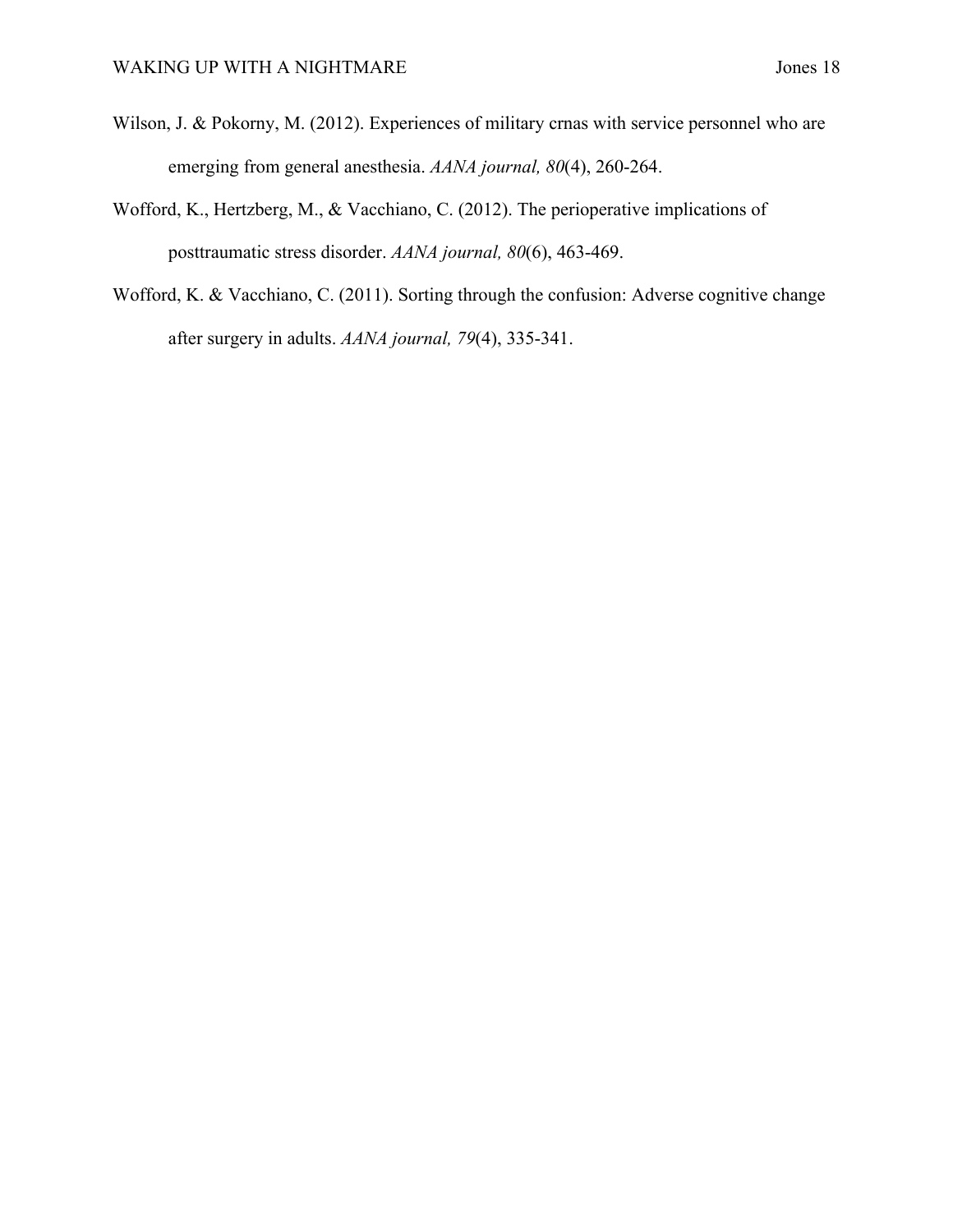Wilson, J. & Pokorny, M. (2012). Experiences of military crnas with service personnel who are emerging from general anesthesia. *AANA journal, 80*(4), 260-264.

Wofford, K., Hertzberg, M., & Vacchiano, C. (2012). The perioperative implications of posttraumatic stress disorder. *AANA journal, 80*(6), 463-469.

Wofford, K. & Vacchiano, C. (2011). Sorting through the confusion: Adverse cognitive change after surgery in adults. *AANA journal, 79*(4), 335-341.